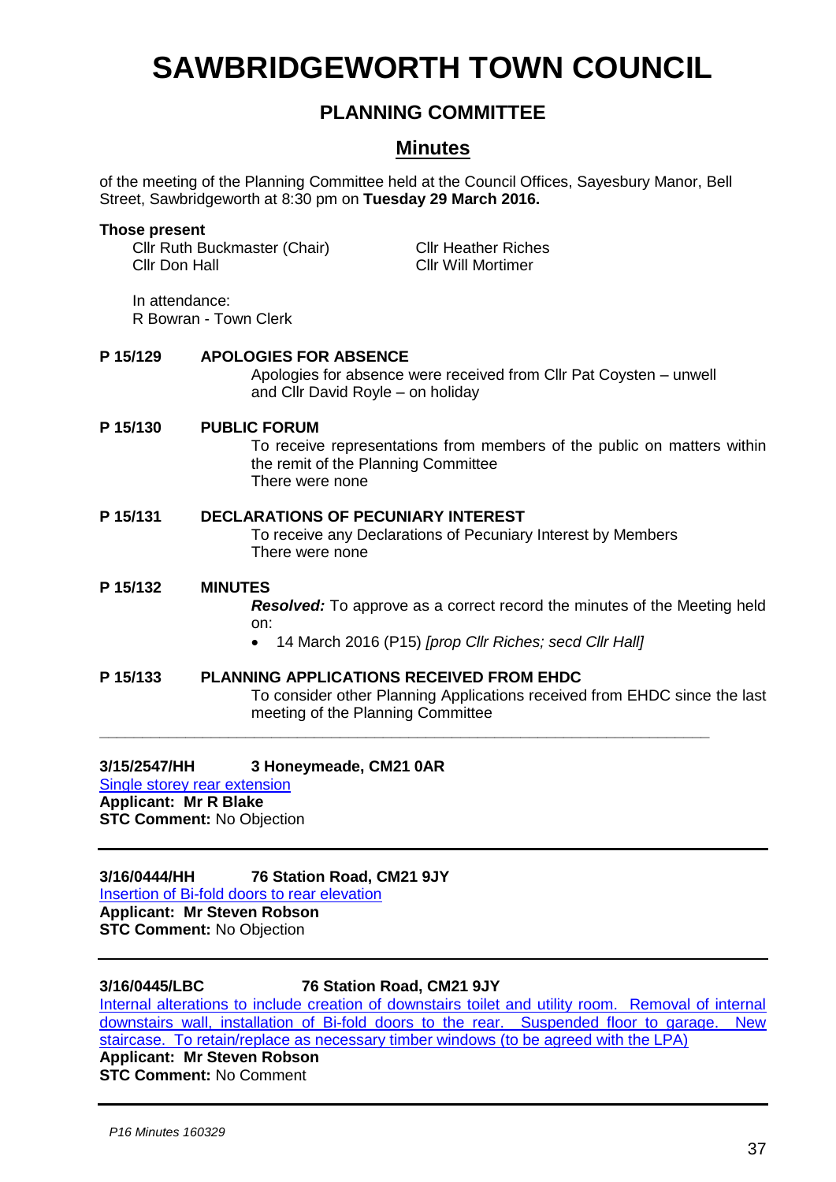# SAWBRIDGEWORTH TOWN COUNCIL

## PLANNING COMMITTEE

## Minutes

of the meeting of the Planning Committee held at the Council Offices, Sayesbury Manor, Bell Street, Sawbridgeworth at 8:30 pm on **Tuesday 29 March 2016.**

**Those present**

Cllr Ruth Buckmaster (Chair)
Cllr Don Hall
Cllr Heather Riches
Cllr Will Mortimer

In attendance:
R Bowran - Town Clerk

**P 15/129 APOLOGIES FOR ABSENCE**

Apologies for absence were received from Cllr Pat Coysten – unwell and Cllr David Royle – on holiday

**P 15/130 PUBLIC FORUM**

To receive representations from members of the public on matters within the remit of the Planning Committee
There were none

**P 15/131 DECLARATIONS OF PECUNIARY INTEREST**

To receive any Declarations of Pecuniary Interest by Members
There were none

**P 15/132 MINUTES**

***Resolved:*** To approve as a correct record the minutes of the Meeting held on:

- 14 March 2016 (P15) *[prop Cllr Riches; secd Cllr Hall]*

**P 15/133 PLANNING APPLICATIONS RECEIVED FROM EHDC**

To consider other Planning Applications received from EHDC since the last meeting of the Planning Committee

---

**3/15/2547/HH 3 Honeymeade, CM21 0AR**
Single storey rear extension
**Applicant: Mr R Blake**
**STC Comment:** No Objection

---

**3/16/0444/HH 76 Station Road, CM21 9JY**
Insertion of Bi-fold doors to rear elevation
**Applicant: Mr Steven Robson**
**STC Comment:** No Objection

---

**3/16/0445/LBC 76 Station Road, CM21 9JY**
Internal alterations to include creation of downstairs toilet and utility room. Removal of internal downstairs wall, installation of Bi-fold doors to the rear. Suspended floor to garage. New staircase. To retain/replace as necessary timber windows (to be agreed with the LPA)
**Applicant: Mr Steven Robson**
**STC Comment:** No Comment

---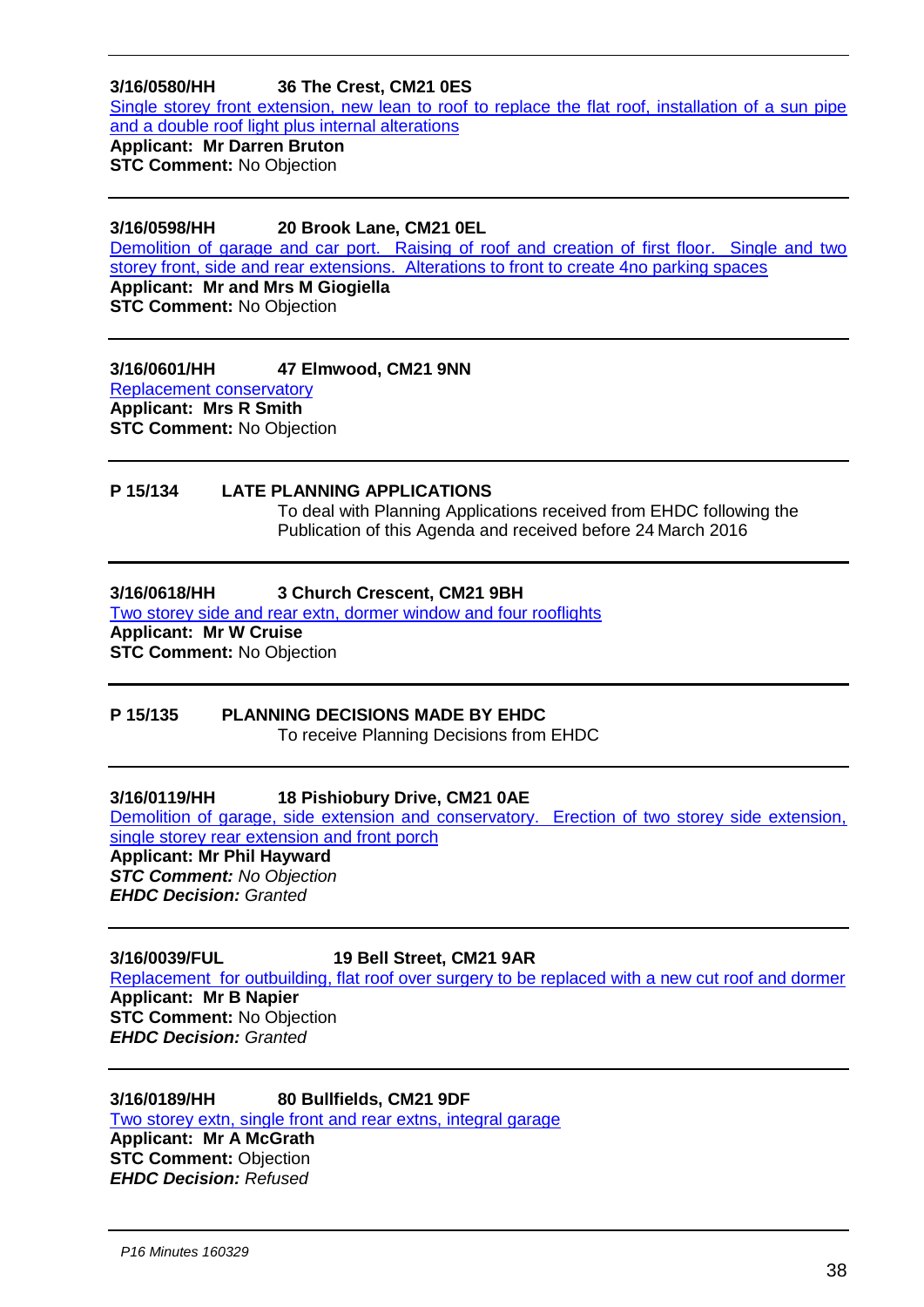**3/16/0580/HH 36 The Crest, CM21 0ES**

Single storey front extension, new lean to roof to replace the flat roof, installation of a sun pipe and a double roof light plus internal alterations

**Applicant: Mr Darren Bruton**

**STC Comment:** No Objection

---

**3/16/0598/HH 20 Brook Lane, CM21 0EL**

Demolition of garage and car port. Raising of roof and creation of first floor. Single and two storey front, side and rear extensions. Alterations to front to create 4no parking spaces

**Applicant: Mr and Mrs M Giogiella**

**STC Comment:** No Objection

---

**3/16/0601/HH 47 Elmwood, CM21 9NN**

Replacement conservatory

**Applicant: Mrs R Smith**

**STC Comment:** No Objection

---

**P 15/134 LATE PLANNING APPLICATIONS**

To deal with Planning Applications received from EHDC following the Publication of this Agenda and received before 24 March 2016

---

**3/16/0618/HH 3 Church Crescent, CM21 9BH**

Two storey side and rear extn, dormer window and four rooflights

**Applicant: Mr W Cruise**

**STC Comment:** No Objection

---

**P 15/135 PLANNING DECISIONS MADE BY EHDC**

To receive Planning Decisions from EHDC

---

**3/16/0119/HH 18 Pishiobury Drive, CM21 0AE**

Demolition of garage, side extension and conservatory. Erection of two storey side extension, single storey rear extension and front porch

**Applicant: Mr Phil Hayward**

***STC Comment:*** *No Objection*

***EHDC Decision:*** *Granted*

---

**3/16/0039/FUL 19 Bell Street, CM21 9AR**

Replacement for outbuilding, flat roof over surgery to be replaced with a new cut roof and dormer

**Applicant: Mr B Napier**

**STC Comment:** No Objection

***EHDC Decision:*** *Granted*

---

**3/16/0189/HH 80 Bullfields, CM21 9DF**

Two storey extn, single front and rear extns, integral garage

**Applicant: Mr A McGrath**

**STC Comment:** Objection

***EHDC Decision:*** *Refused*

---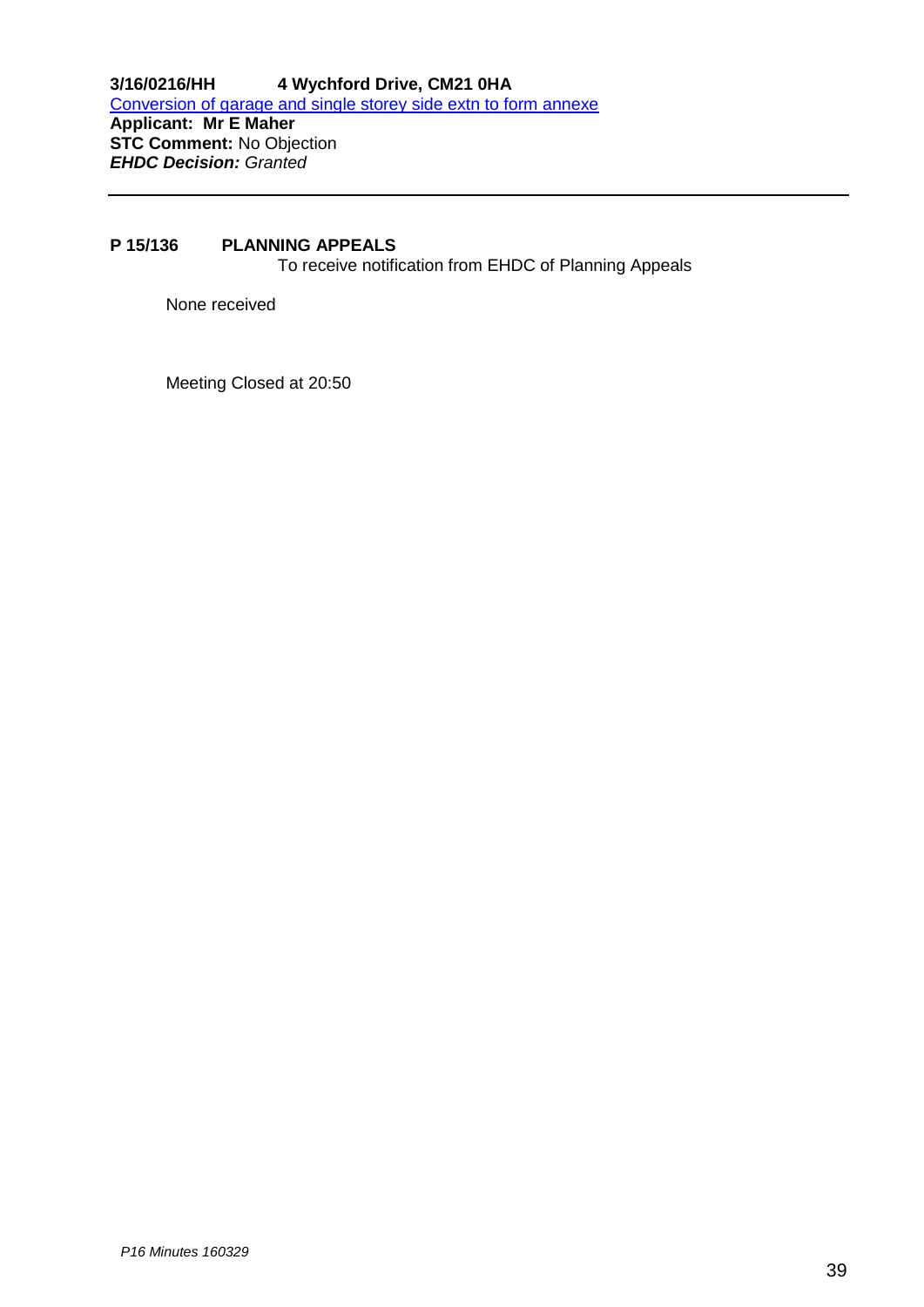**3/16/0216/HH 4 Wychford Drive, CM21 0HA**
Conversion of garage and single storey side extn to form annexe
**Applicant: Mr E Maher**
**STC Comment:** No Objection
***EHDC Decision:*** *Granted*

---

**P 15/136 PLANNING APPEALS**

To receive notification from EHDC of Planning Appeals

None received

Meeting Closed at 20:50